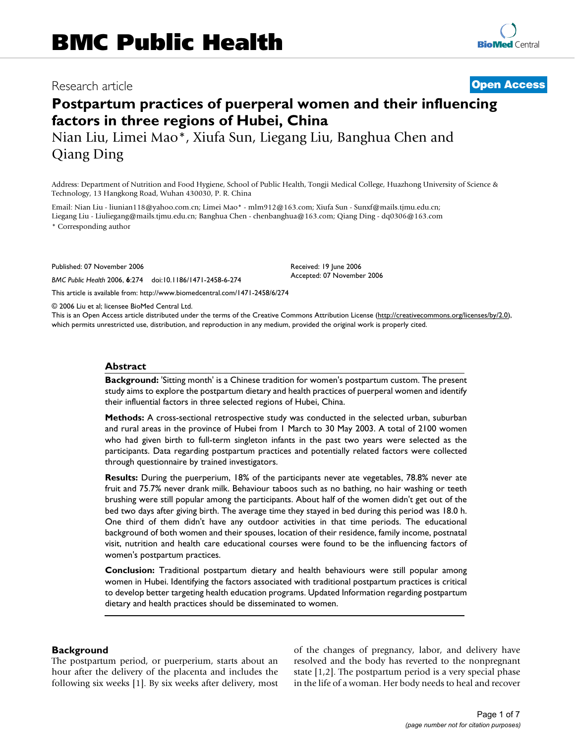BMC Public Health

Research article

Open Access

# Postpartum practices of puerperal women and their influencing factors in three regions of Hubei, China

Nian Liu, Limei Mao*, Xiufa Sun, Liegang Liu, Banghua Chen and Qiang Ding

Address: Department of Nutrition and Food Hygiene, School of Public Health, Tongji Medical College, Huazhong University of Science & Technology, 13 Hangkong Road, Wuhan 430030, P. R. China

Email: Nian Liu - liunian118@yahoo.com.cn; Limei Mao* - mlm912@163.com; Xiufa Sun - Sunxf@mails.tjmu.edu.cn; Liegang Liu - Liuliegang@mails.tjmu.edu.cn; Banghua Chen - chenbanghua@163.com; Qiang Ding - dq0306@163.com

* Corresponding author

Published: 07 November 2006

*BMC Public Health* 2006, **6**:274 doi:10.1186/1471-2458-6-274

Received: 19 June 2006

Accepted: 07 November 2006

This article is available from: http://www.biomedcentral.com/1471-2458/6/274

© 2006 Liu et al; licensee BioMed Central Ltd.

This is an Open Access article distributed under the terms of the Creative Commons Attribution License (http://creativecommons.org/licenses/by/2.0), which permits unrestricted use, distribution, and reproduction in any medium, provided the original work is properly cited.

## Abstract

**Background:** 'Sitting month' is a Chinese tradition for women's postpartum custom. The present study aims to explore the postpartum dietary and health practices of puerperal women and identify their influential factors in three selected regions of Hubei, China.

**Methods:** A cross-sectional retrospective study was conducted in the selected urban, suburban and rural areas in the province of Hubei from 1 March to 30 May 2003. A total of 2100 women who had given birth to full-term singleton infants in the past two years were selected as the participants. Data regarding postpartum practices and potentially related factors were collected through questionnaire by trained investigators.

**Results:** During the puerperium, 18% of the participants never ate vegetables, 78.8% never ate fruit and 75.7% never drank milk. Behaviour taboos such as no bathing, no hair washing or teeth brushing were still popular among the participants. About half of the women didn't get out of the bed two days after giving birth. The average time they stayed in bed during this period was 18.0 h. One third of them didn't have any outdoor activities in that time periods. The educational background of both women and their spouses, location of their residence, family income, postnatal visit, nutrition and health care educational courses were found to be the influencing factors of women's postpartum practices.

**Conclusion:** Traditional postpartum dietary and health behaviours were still popular among women in Hubei. Identifying the factors associated with traditional postpartum practices is critical to develop better targeting health education programs. Updated Information regarding postpartum dietary and health practices should be disseminated to women.

## Background

The postpartum period, or puerperium, starts about an hour after the delivery of the placenta and includes the following six weeks [1]. By six weeks after delivery, most of the changes of pregnancy, labor, and delivery have resolved and the body has reverted to the nonpregnant state [1,2]. The postpartum period is a very special phase in the life of a woman. Her body needs to heal and recover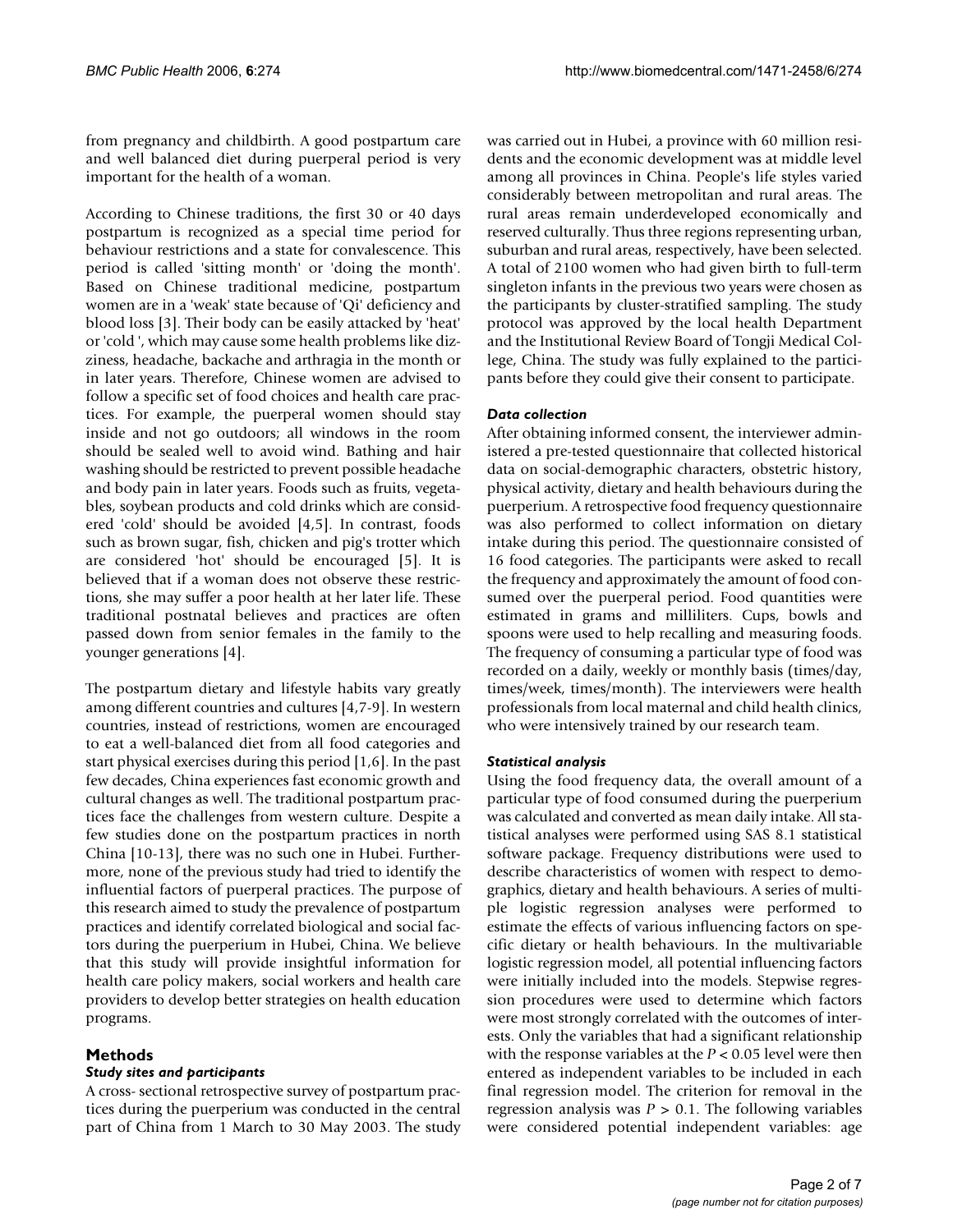from pregnancy and childbirth. A good postpartum care and well balanced diet during puerperal period is very important for the health of a woman.

According to Chinese traditions, the first 30 or 40 days postpartum is recognized as a special time period for behaviour restrictions and a state for convalescence. This period is called 'sitting month' or 'doing the month'. Based on Chinese traditional medicine, postpartum women are in a 'weak' state because of 'Qi' deficiency and blood loss [3]. Their body can be easily attacked by 'heat' or 'cold ', which may cause some health problems like dizziness, headache, backache and arthragia in the month or in later years. Therefore, Chinese women are advised to follow a specific set of food choices and health care practices. For example, the puerperal women should stay inside and not go outdoors; all windows in the room should be sealed well to avoid wind. Bathing and hair washing should be restricted to prevent possible headache and body pain in later years. Foods such as fruits, vegetables, soybean products and cold drinks which are considered 'cold' should be avoided [4,5]. In contrast, foods such as brown sugar, fish, chicken and pig's trotter which are considered 'hot' should be encouraged [5]. It is believed that if a woman does not observe these restrictions, she may suffer a poor health at her later life. These traditional postnatal believes and practices are often passed down from senior females in the family to the younger generations [4].

The postpartum dietary and lifestyle habits vary greatly among different countries and cultures [4,7-9]. In western countries, instead of restrictions, women are encouraged to eat a well-balanced diet from all food categories and start physical exercises during this period [1,6]. In the past few decades, China experiences fast economic growth and cultural changes as well. The traditional postpartum practices face the challenges from western culture. Despite a few studies done on the postpartum practices in north China [10-13], there was no such one in Hubei. Furthermore, none of the previous study had tried to identify the influential factors of puerperal practices. The purpose of this research aimed to study the prevalence of postpartum practices and identify correlated biological and social factors during the puerperium in Hubei, China. We believe that this study will provide insightful information for health care policy makers, social workers and health care providers to develop better strategies on health education programs.

## Methods

### *Study sites and participants*

A cross- sectional retrospective survey of postpartum practices during the puerperium was conducted in the central part of China from 1 March to 30 May 2003. The study was carried out in Hubei, a province with 60 million residents and the economic development was at middle level among all provinces in China. People's life styles varied considerably between metropolitan and rural areas. The rural areas remain underdeveloped economically and reserved culturally. Thus three regions representing urban, suburban and rural areas, respectively, have been selected. A total of 2100 women who had given birth to full-term singleton infants in the previous two years were chosen as the participants by cluster-stratified sampling. The study protocol was approved by the local health Department and the Institutional Review Board of Tongji Medical College, China. The study was fully explained to the participants before they could give their consent to participate.

### *Data collection*

After obtaining informed consent, the interviewer administered a pre-tested questionnaire that collected historical data on social-demographic characters, obstetric history, physical activity, dietary and health behaviours during the puerperium. A retrospective food frequency questionnaire was also performed to collect information on dietary intake during this period. The questionnaire consisted of 16 food categories. The participants were asked to recall the frequency and approximately the amount of food consumed over the puerperal period. Food quantities were estimated in grams and milliliters. Cups, bowls and spoons were used to help recalling and measuring foods. The frequency of consuming a particular type of food was recorded on a daily, weekly or monthly basis (times/day, times/week, times/month). The interviewers were health professionals from local maternal and child health clinics, who were intensively trained by our research team.

### *Statistical analysis*

Using the food frequency data, the overall amount of a particular type of food consumed during the puerperium was calculated and converted as mean daily intake. All statistical analyses were performed using SAS 8.1 statistical software package. Frequency distributions were used to describe characteristics of women with respect to demographics, dietary and health behaviours. A series of multiple logistic regression analyses were performed to estimate the effects of various influencing factors on specific dietary or health behaviours. In the multivariable logistic regression model, all potential influencing factors were initially included into the models. Stepwise regression procedures were used to determine which factors were most strongly correlated with the outcomes of interests. Only the variables that had a significant relationship with the response variables at the $P < 0.05$ level were then entered as independent variables to be included in each final regression model. The criterion for removal in the regression analysis was $P > 0.1$. The following variables were considered potential independent variables: age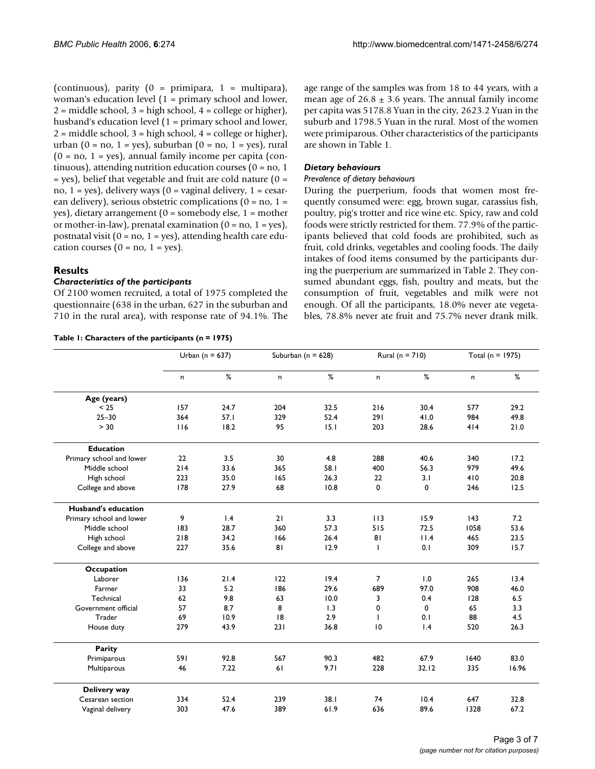(continuous), parity (0 = primipara, 1 = multipara), woman's education level (1 = primary school and lower, 2 = middle school, 3 = high school, 4 = college or higher), husband's education level (1 = primary school and lower, 2 = middle school, 3 = high school, 4 = college or higher), urban (0 = no, 1 = yes), suburban (0 = no, 1 = yes), rural (0 = no, 1 = yes), annual family income per capita (continuous), attending nutrition education courses (0 = no, 1 = yes), belief that vegetable and fruit are cold nature (0 = no, 1 = yes), delivery ways (0 = vaginal delivery, 1 = cesarean delivery), serious obstetric complications (0 = no, 1 = yes), dietary arrangement (0 = somebody else, 1 = mother or mother-in-law), prenatal examination (0 = no, 1 = yes), postnatal visit (0 = no, 1 = yes), attending health care education courses (0 = no, 1 = yes).

## Results

### Characteristics of the participants

Of 2100 women recruited, a total of 1975 completed the questionnaire (638 in the urban, 627 in the suburban and 710 in the rural area), with response rate of 94.1%. The age range of the samples was from 18 to 44 years, with a mean age of 26.8 ± 3.6 years. The annual family income per capita was 5178.8 Yuan in the city, 2623.2 Yuan in the suburb and 1798.5 Yuan in the rural. Most of the women were primiparous. Other characteristics of the participants are shown in Table 1.

### Dietary behaviours

#### *Prevalence of dietary behaviours*

During the puerperium, foods that women most frequently consumed were: egg, brown sugar, carassius fish, poultry, pig's trotter and rice wine etc. Spicy, raw and cold foods were strictly restricted for them. 77.9% of the participants believed that cold foods are prohibited, such as fruit, cold drinks, vegetables and cooling foods. The daily intakes of food items consumed by the participants during the puerperium are summarized in Table 2. They consumed abundant eggs, fish, poultry and meats, but the consumption of fruit, vegetables and milk were not enough. Of all the participants, 18.0% never ate vegetables, 78.8% never ate fruit and 75.7% never drank milk.

**Table 1: Characters of the participants (n = 1975)**

| | Urban (n = 637) | | Suburban (n = 628) | | Rural (n = 710) | | Total (n = 1975) | |
|---|---|---|---|---|---|---|---|---|
| | n | % | n | % | n | % | n | % |
| **Age (years)** | | | | | | | | |
| < 25 | 157 | 24.7 | 204 | 32.5 | 216 | 30.4 | 577 | 29.2 |
| 25–30 | 364 | 57.1 | 329 | 52.4 | 291 | 41.0 | 984 | 49.8 |
| > 30 | 116 | 18.2 | 95 | 15.1 | 203 | 28.6 | 414 | 21.0 |
| **Education** | | | | | | | | |
| Primary school and lower | 22 | 3.5 | 30 | 4.8 | 288 | 40.6 | 340 | 17.2 |
| Middle school | 214 | 33.6 | 365 | 58.1 | 400 | 56.3 | 979 | 49.6 |
| High school | 223 | 35.0 | 165 | 26.3 | 22 | 3.1 | 410 | 20.8 |
| College and above | 178 | 27.9 | 68 | 10.8 | 0 | 0 | 246 | 12.5 |
| **Husband's education** | | | | | | | | |
| Primary school and lower | 9 | 1.4 | 21 | 3.3 | 113 | 15.9 | 143 | 7.2 |
| Middle school | 183 | 28.7 | 360 | 57.3 | 515 | 72.5 | 1058 | 53.6 |
| High school | 218 | 34.2 | 166 | 26.4 | 81 | 11.4 | 465 | 23.5 |
| College and above | 227 | 35.6 | 81 | 12.9 | 1 | 0.1 | 309 | 15.7 |
| **Occupation** | | | | | | | | |
| Laborer | 136 | 21.4 | 122 | 19.4 | 7 | 1.0 | 265 | 13.4 |
| Farmer | 33 | 5.2 | 186 | 29.6 | 689 | 97.0 | 908 | 46.0 |
| Technical | 62 | 9.8 | 63 | 10.0 | 3 | 0.4 | 128 | 6.5 |
| Government official | 57 | 8.7 | 8 | 1.3 | 0 | 0 | 65 | 3.3 |
| Trader | 69 | 10.9 | 18 | 2.9 | 1 | 0.1 | 88 | 4.5 |
| House duty | 279 | 43.9 | 231 | 36.8 | 10 | 1.4 | 520 | 26.3 |
| **Parity** | | | | | | | | |
| Primiparous | 591 | 92.8 | 567 | 90.3 | 482 | 67.9 | 1640 | 83.0 |
| Multiparous | 46 | 7.22 | 61 | 9.71 | 228 | 32.12 | 335 | 16.96 |
| **Delivery way** | | | | | | | | |
| Cesarean section | 334 | 52.4 | 239 | 38.1 | 74 | 10.4 | 647 | 32.8 |
| Vaginal delivery | 303 | 47.6 | 389 | 61.9 | 636 | 89.6 | 1328 | 67.2 |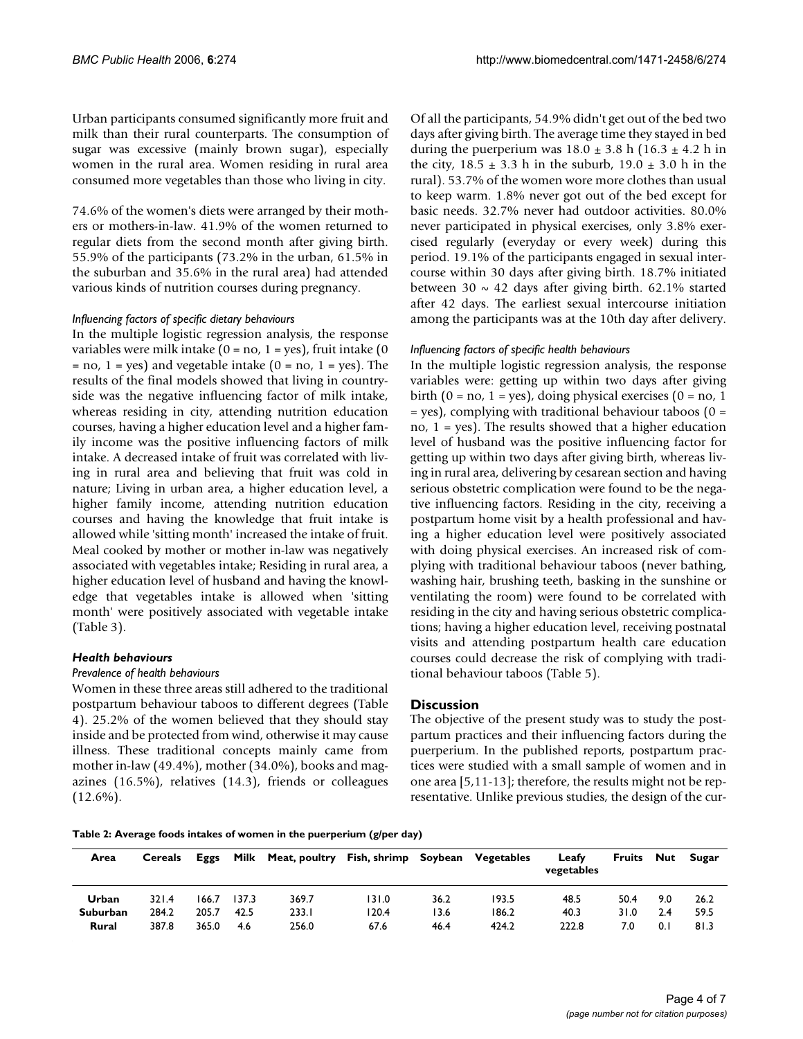Urban participants consumed significantly more fruit and milk than their rural counterparts. The consumption of sugar was excessive (mainly brown sugar), especially women in the rural area. Women residing in rural area consumed more vegetables than those who living in city.

74.6% of the women's diets were arranged by their mothers or mothers-in-law. 41.9% of the women returned to regular diets from the second month after giving birth. 55.9% of the participants (73.2% in the urban, 61.5% in the suburban and 35.6% in the rural area) had attended various kinds of nutrition courses during pregnancy.

#### *Influencing factors of specific dietary behaviours*

In the multiple logistic regression analysis, the response variables were milk intake (0 = no, 1 = yes), fruit intake (0 = no, 1 = yes) and vegetable intake (0 = no, 1 = yes). The results of the final models showed that living in countryside was the negative influencing factor of milk intake, whereas residing in city, attending nutrition education courses, having a higher education level and a higher family income was the positive influencing factors of milk intake. A decreased intake of fruit was correlated with living in rural area and believing that fruit was cold in nature; Living in urban area, a higher education level, a higher family income, attending nutrition education courses and having the knowledge that fruit intake is allowed while 'sitting month' increased the intake of fruit. Meal cooked by mother or mother in-law was negatively associated with vegetables intake; Residing in rural area, a higher education level of husband and having the knowledge that vegetables intake is allowed when 'sitting month' were positively associated with vegetable intake (Table 3).

### *Health behaviours*

#### *Prevalence of health behaviours*

Women in these three areas still adhered to the traditional postpartum behaviour taboos to different degrees (Table 4). 25.2% of the women believed that they should stay inside and be protected from wind, otherwise it may cause illness. These traditional concepts mainly came from mother in-law (49.4%), mother (34.0%), books and magazines (16.5%), relatives (14.3), friends or colleagues (12.6%).

Of all the participants, 54.9% didn't get out of the bed two days after giving birth. The average time they stayed in bed during the puerperium was $18.0 \pm 3.8$ h ($16.3 \pm 4.2$ h in the city, $18.5 \pm 3.3$ h in the suburb, $19.0 \pm 3.0$ h in the rural). 53.7% of the women wore more clothes than usual to keep warm. 1.8% never got out of the bed except for basic needs. 32.7% never had outdoor activities. 80.0% never participated in physical exercises, only 3.8% exercised regularly (everyday or every week) during this period. 19.1% of the participants engaged in sexual intercourse within 30 days after giving birth. 18.7% initiated between 30 ~ 42 days after giving birth. 62.1% started after 42 days. The earliest sexual intercourse initiation among the participants was at the 10th day after delivery.

#### *Influencing factors of specific health behaviours*

In the multiple logistic regression analysis, the response variables were: getting up within two days after giving birth (0 = no, 1 = yes), doing physical exercises (0 = no, 1 = yes), complying with traditional behaviour taboos (0 = no, 1 = yes). The results showed that a higher education level of husband was the positive influencing factor for getting up within two days after giving birth, whereas living in rural area, delivering by cesarean section and having serious obstetric complication were found to be the negative influencing factors. Residing in the city, receiving a postpartum home visit by a health professional and having a higher education level were positively associated with doing physical exercises. An increased risk of complying with traditional behaviour taboos (never bathing, washing hair, brushing teeth, basking in the sunshine or ventilating the room) were found to be correlated with residing in the city and having serious obstetric complications; having a higher education level, receiving postnatal visits and attending postpartum health care education courses could decrease the risk of complying with traditional behaviour taboos (Table 5).

## Discussion

The objective of the present study was to study the postpartum practices and their influencing factors during the puerperium. In the published reports, postpartum practices were studied with a small sample of women and in one area [5,11-13]; therefore, the results might not be representative. Unlike previous studies, the design of the cur-

**Table 2: Average foods intakes of women in the puerperium (g/per day)**

| Area | Cereals | Eggs | Milk | Meat, poultry | Fish, shrimp | Soybean | Vegetables | Leafy vegetables | Fruits | Nut | Sugar |
|---|---|---|---|---|---|---|---|---|---|---|---|
| **Urban** | 321.4 | 166.7 | 137.3 | 369.7 | 131.0 | 36.2 | 193.5 | 48.5 | 50.4 | 9.0 | 26.2 |
| **Suburban** | 284.2 | 205.7 | 42.5 | 233.1 | 120.4 | 13.6 | 186.2 | 40.3 | 31.0 | 2.4 | 59.5 |
| **Rural** | 387.8 | 365.0 | 4.6 | 256.0 | 67.6 | 46.4 | 424.2 | 222.8 | 7.0 | 0.1 | 81.3 |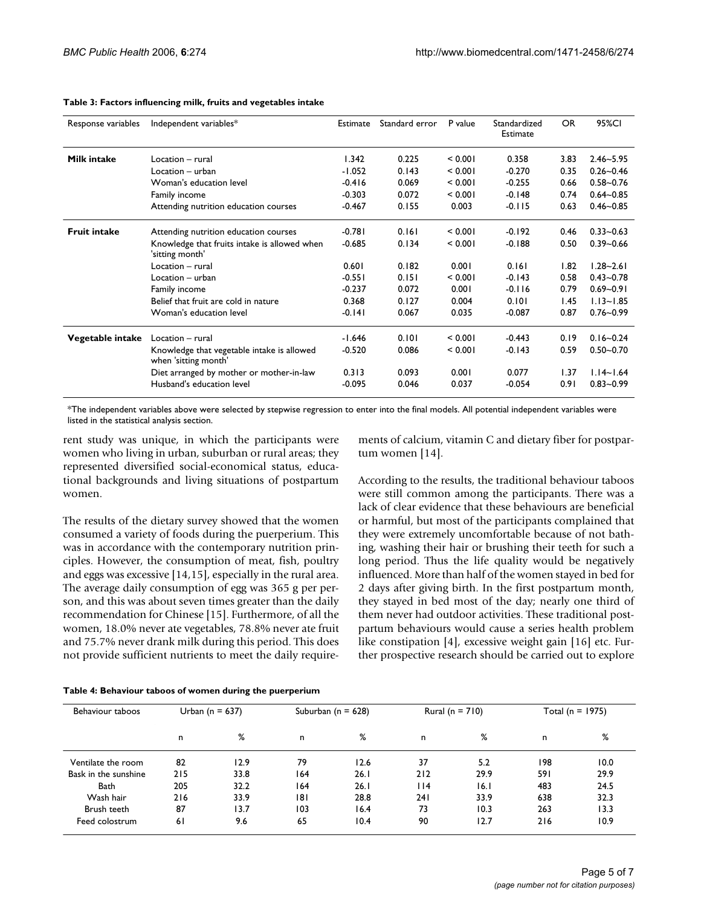**Table 3: Factors influencing milk, fruits and vegetables intake**

| Response variables | Independent variables* | Estimate | Standard error | P value | Standardized Estimate | OR | 95%CI |
|---|---|---|---|---|---|---|---|
| **Milk intake** | Location – rural | 1.342 | 0.225 | < 0.001 | 0.358 | 3.83 | 2.46~5.95 |
| | Location – urban | -1.052 | 0.143 | < 0.001 | -0.270 | 0.35 | 0.26~0.46 |
| | Woman's education level | -0.416 | 0.069 | < 0.001 | -0.255 | 0.66 | 0.58~0.76 |
| | Family income | -0.303 | 0.072 | < 0.001 | -0.148 | 0.74 | 0.64~0.85 |
| | Attending nutrition education courses | -0.467 | 0.155 | 0.003 | -0.115 | 0.63 | 0.46~0.85 |
| **Fruit intake** | Attending nutrition education courses | -0.781 | 0.161 | < 0.001 | -0.192 | 0.46 | 0.33~0.63 |
| | Knowledge that fruits intake is allowed when 'sitting month' | -0.685 | 0.134 | < 0.001 | -0.188 | 0.50 | 0.39~0.66 |
| | Location – rural | 0.601 | 0.182 | 0.001 | 0.161 | 1.82 | 1.28~2.61 |
| | Location – urban | -0.551 | 0.151 | < 0.001 | -0.143 | 0.58 | 0.43~0.78 |
| | Family income | -0.237 | 0.072 | 0.001 | -0.116 | 0.79 | 0.69~0.91 |
| | Belief that fruit are cold in nature | 0.368 | 0.127 | 0.004 | 0.101 | 1.45 | 1.13~1.85 |
| | Woman's education level | -0.141 | 0.067 | 0.035 | -0.087 | 0.87 | 0.76~0.99 |
| **Vegetable intake** | Location – rural | -1.646 | 0.101 | < 0.001 | -0.443 | 0.19 | 0.16~0.24 |
| | Knowledge that vegetable intake is allowed when 'sitting month' | -0.520 | 0.086 | < 0.001 | -0.143 | 0.59 | 0.50~0.70 |
| | Diet arranged by mother or mother-in-law | 0.313 | 0.093 | 0.001 | 0.077 | 1.37 | 1.14~1.64 |
| | Husband's education level | -0.095 | 0.046 | 0.037 | -0.054 | 0.91 | 0.83~0.99 |

*The independent variables above were selected by stepwise regression to enter into the final models. All potential independent variables were listed in the statistical analysis section.

rent study was unique, in which the participants were women who living in urban, suburban or rural areas; they represented diversified social-economical status, educational backgrounds and living situations of postpartum women.

The results of the dietary survey showed that the women consumed a variety of foods during the puerperium. This was in accordance with the contemporary nutrition principles. However, the consumption of meat, fish, poultry and eggs was excessive [14,15], especially in the rural area. The average daily consumption of egg was 365 g per person, and this was about seven times greater than the daily recommendation for Chinese [15]. Furthermore, of all the women, 18.0% never ate vegetables, 78.8% never ate fruit and 75.7% never drank milk during this period. This does not provide sufficient nutrients to meet the daily requirements of calcium, vitamin C and dietary fiber for postpartum women [14].

According to the results, the traditional behaviour taboos were still common among the participants. There was a lack of clear evidence that these behaviours are beneficial or harmful, but most of the participants complained that they were extremely uncomfortable because of not bathing, washing their hair or brushing their teeth for such a long period. Thus the life quality would be negatively influenced. More than half of the women stayed in bed for 2 days after giving birth. In the first postpartum month, they stayed in bed most of the day; nearly one third of them never had outdoor activities. These traditional postpartum behaviours would cause a series health problem like constipation [4], excessive weight gain [16] etc. Further prospective research should be carried out to explore

**Table 4: Behaviour taboos of women during the puerperium**

| Behaviour taboos | Urban (n = 637) | | Suburban (n = 628) | | Rural (n = 710) | | Total (n = 1975) | |
|---|---|---|---|---|---|---|---|---|
| | n | % | n | % | n | % | n | % |
| Ventilate the room | 82 | 12.9 | 79 | 12.6 | 37 | 5.2 | 198 | 10.0 |
| Bask in the sunshine | 215 | 33.8 | 164 | 26.1 | 212 | 29.9 | 591 | 29.9 |
| Bath | 205 | 32.2 | 164 | 26.1 | 114 | 16.1 | 483 | 24.5 |
| Wash hair | 216 | 33.9 | 181 | 28.8 | 241 | 33.9 | 638 | 32.3 |
| Brush teeth | 87 | 13.7 | 103 | 16.4 | 73 | 10.3 | 263 | 13.3 |
| Feed colostrum | 61 | 9.6 | 65 | 10.4 | 90 | 12.7 | 216 | 10.9 |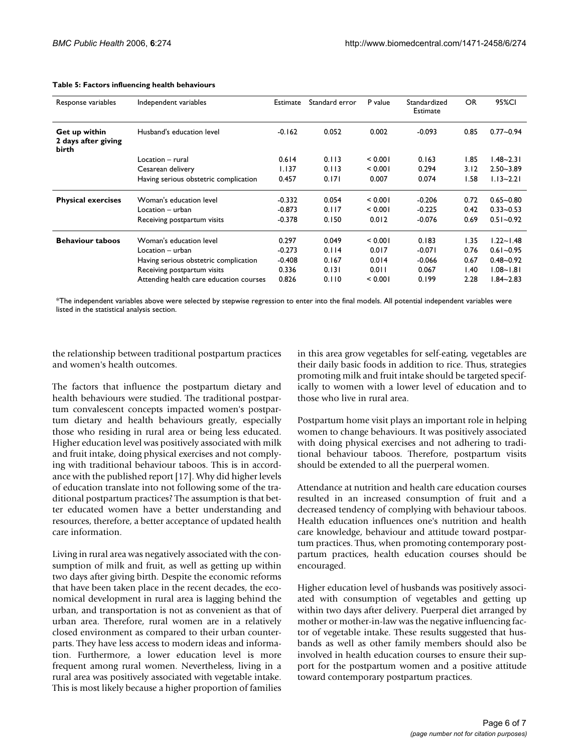**Table 5: Factors influencing health behaviours**

| Response variables | Independent variables | Estimate | Standard error | P value | Standardized Estimate | OR | 95%CI |
| --- | --- | --- | --- | --- | --- | --- | --- |
| **Get up within 2 days after giving birth** | Husband's education level | -0.162 | 0.052 | 0.002 | -0.093 | 0.85 | 0.77~0.94 |
| | Location – rural | 0.614 | 0.113 | < 0.001 | 0.163 | 1.85 | 1.48~2.31 |
| | Cesarean delivery | 1.137 | 0.113 | < 0.001 | 0.294 | 3.12 | 2.50~3.89 |
| | Having serious obstetric complication | 0.457 | 0.171 | 0.007 | 0.074 | 1.58 | 1.13~2.21 |
| **Physical exercises** | Woman's education level | -0.332 | 0.054 | < 0.001 | -0.206 | 0.72 | 0.65~0.80 |
| | Location – urban | -0.873 | 0.117 | < 0.001 | -0.225 | 0.42 | 0.33~0.53 |
| | Receiving postpartum visits | -0.378 | 0.150 | 0.012 | -0.076 | 0.69 | 0.51~0.92 |
| **Behaviour taboos** | Woman's education level | 0.297 | 0.049 | < 0.001 | 0.183 | 1.35 | 1.22~1.48 |
| | Location – urban | -0.273 | 0.114 | 0.017 | -0.071 | 0.76 | 0.61~0.95 |
| | Having serious obstetric complication | -0.408 | 0.167 | 0.014 | -0.066 | 0.67 | 0.48~0.92 |
| | Receiving postpartum visits | 0.336 | 0.131 | 0.011 | 0.067 | 1.40 | 1.08~1.81 |
| | Attending health care education courses | 0.826 | 0.110 | < 0.001 | 0.199 | 2.28 | 1.84~2.83 |

*The independent variables above were selected by stepwise regression to enter into the final models. All potential independent variables were listed in the statistical analysis section.

the relationship between traditional postpartum practices and women's health outcomes.

The factors that influence the postpartum dietary and health behaviours were studied. The traditional postpartum convalescent concepts impacted women's postpartum dietary and health behaviours greatly, especially those who residing in rural area or being less educated. Higher education level was positively associated with milk and fruit intake, doing physical exercises and not complying with traditional behaviour taboos. This is in accordance with the published report [17]. Why did higher levels of education translate into not following some of the traditional postpartum practices? The assumption is that better educated women have a better understanding and resources, therefore, a better acceptance of updated health care information.

Living in rural area was negatively associated with the consumption of milk and fruit, as well as getting up within two days after giving birth. Despite the economic reforms that have been taken place in the recent decades, the economical development in rural area is lagging behind the urban, and transportation is not as convenient as that of urban area. Therefore, rural women are in a relatively closed environment as compared to their urban counterparts. They have less access to modern ideas and information. Furthermore, a lower education level is more frequent among rural women. Nevertheless, living in a rural area was positively associated with vegetable intake. This is most likely because a higher proportion of families in this area grow vegetables for self-eating, vegetables are their daily basic foods in addition to rice. Thus, strategies promoting milk and fruit intake should be targeted specifically to women with a lower level of education and to those who live in rural area.

Postpartum home visit plays an important role in helping women to change behaviours. It was positively associated with doing physical exercises and not adhering to traditional behaviour taboos. Therefore, postpartum visits should be extended to all the puerperal women.

Attendance at nutrition and health care education courses resulted in an increased consumption of fruit and a decreased tendency of complying with behaviour taboos. Health education influences one's nutrition and health care knowledge, behaviour and attitude toward postpartum practices. Thus, when promoting contemporary postpartum practices, health education courses should be encouraged.

Higher education level of husbands was positively associated with consumption of vegetables and getting up within two days after delivery. Puerperal diet arranged by mother or mother-in-law was the negative influencing factor of vegetable intake. These results suggested that husbands as well as other family members should also be involved in health education courses to ensure their support for the postpartum women and a positive attitude toward contemporary postpartum practices.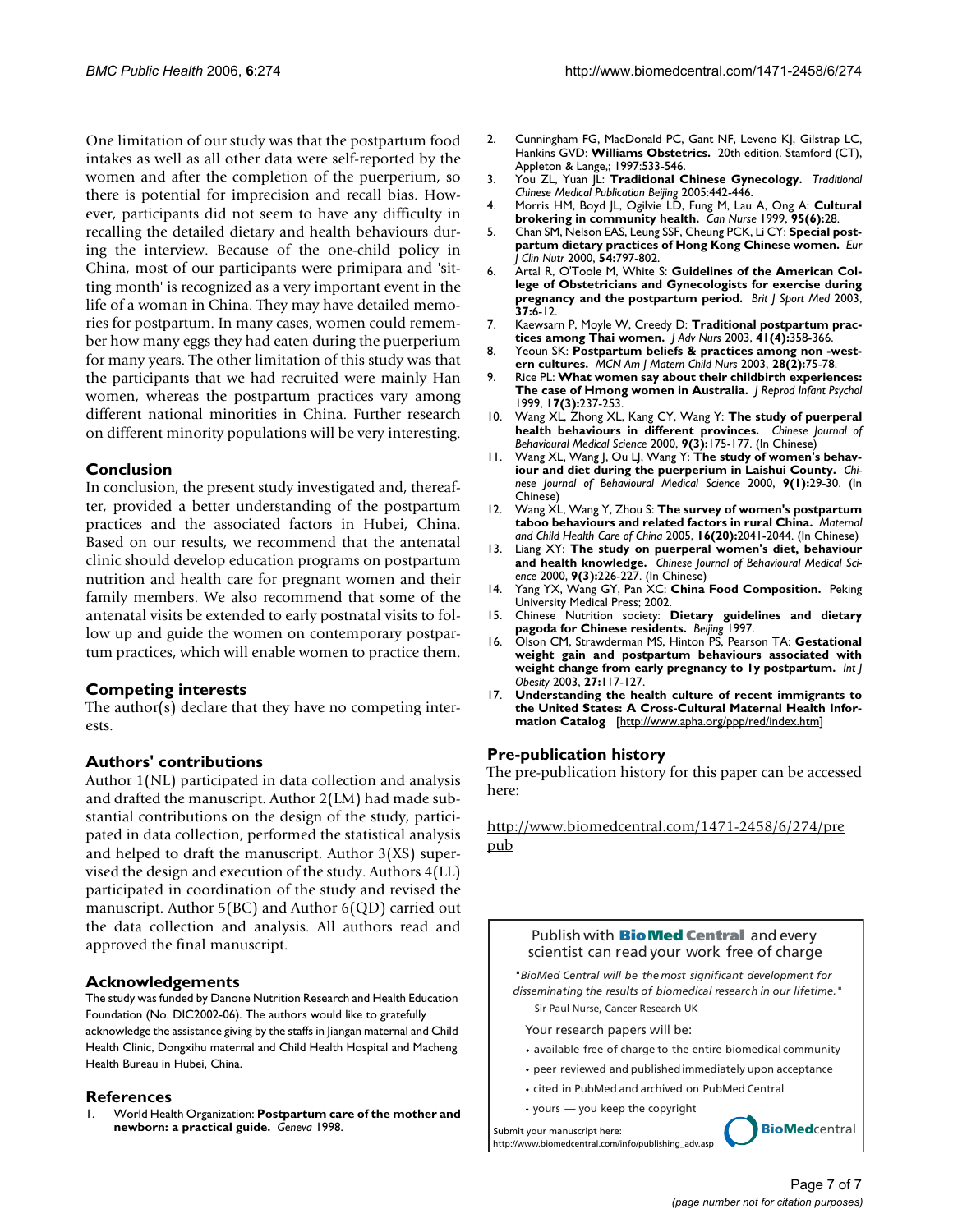One limitation of our study was that the postpartum food intakes as well as all other data were self-reported by the women and after the completion of the puerperium, so there is potential for imprecision and recall bias. However, participants did not seem to have any difficulty in recalling the detailed dietary and health behaviours during the interview. Because of the one-child policy in China, most of our participants were primipara and 'sitting month' is recognized as a very important event in the life of a woman in China. They may have detailed memories for postpartum. In many cases, women could remember how many eggs they had eaten during the puerperium for many years. The other limitation of this study was that the participants that we had recruited were mainly Han women, whereas the postpartum practices vary among different national minorities in China. Further research on different minority populations will be very interesting.

## Conclusion

In conclusion, the present study investigated and, thereafter, provided a better understanding of the postpartum practices and the associated factors in Hubei, China. Based on our results, we recommend that the antenatal clinic should develop education programs on postpartum nutrition and health care for pregnant women and their family members. We also recommend that some of the antenatal visits be extended to early postnatal visits to follow up and guide the women on contemporary postpartum practices, which will enable women to practice them.

## Competing interests

The author(s) declare that they have no competing interests.

## Authors' contributions

Author 1(NL) participated in data collection and analysis and drafted the manuscript. Author 2(LM) had made substantial contributions on the design of the study, participated in data collection, performed the statistical analysis and helped to draft the manuscript. Author 3(XS) supervised the design and execution of the study. Authors 4(LL) participated in coordination of the study and revised the manuscript. Author 5(BC) and Author 6(QD) carried out the data collection and analysis. All authors read and approved the final manuscript.

## Acknowledgements

The study was funded by Danone Nutrition Research and Health Education Foundation (No. DIC2002-06). The authors would like to gratefully acknowledge the assistance giving by the staffs in Jiangan maternal and Child Health Clinic, Dongxihu maternal and Child Health Hospital and Macheng Health Bureau in Hubei, China.

## References

1. World Health Organization: **Postpartum care of the mother and newborn: a practical guide.** *Geneva* 1998.
2. Cunningham FG, MacDonald PC, Gant NF, Leveno KJ, Gilstrap LC, Hankins GVD: **Williams Obstetrics.** 20th edition. Stamford (CT), Appleton & Lange,; 1997:533-546.
3. You ZL, Yuan JL: **Traditional Chinese Gynecology.** *Traditional Chinese Medical Publication Beijing* 2005:442-446.
4. Morris HM, Boyd JL, Ogilvie LD, Fung M, Lau A, Ong A: **Cultural brokering in community health.** *Can Nurse* 1999, **95(6):**28.
5. Chan SM, Nelson EAS, Leung SSF, Cheung PCK, Li CY: **Special postpartum dietary practices of Hong Kong Chinese women.** *Eur J Clin Nutr* 2000, **54:**797-802.
6. Artal R, O'Toole M, White S: **Guidelines of the American College of Obstetricians and Gynecologists for exercise during pregnancy and the postpartum period.** *Brit J Sport Med* 2003, **37:**6-12.
7. Kaewsarn P, Moyle W, Creedy D: **Traditional postpartum practices among Thai women.** *J Adv Nurs* 2003, **41(4):**358-366.
8. Yeoun SK: **Postpartum beliefs & practices among non -western cultures.** *MCN Am J Matern Child Nurs* 2003, **28(2):**75-78.
9. Rice PL: **What women say about their childbirth experiences: The case of Hmong women in Australia.** *J Reprod Infant Psychol* 1999, **17(3):**237-253.
10. Wang XL, Zhong XL, Kang CY, Wang Y: **The study of puerperal health behaviours in different provinces.** *Chinese Journal of Behavioural Medical Science* 2000, **9(3):**175-177. (In Chinese)
11. Wang XL, Wang J, Ou LJ, Wang Y: **The study of women's behaviour and diet during the puerperium in Laishui County.** *Chinese Journal of Behavioural Medical Science* 2000, **9(1):**29-30. (In Chinese)
12. Wang XL, Wang Y, Zhou S: **The survey of women's postpartum taboo behaviours and related factors in rural China.** *Maternal and Child Health Care of China* 2005, **16(20):**2041-2044. (In Chinese)
13. Liang XY: **The study on puerperal women's diet, behaviour and health knowledge.** *Chinese Journal of Behavioural Medical Science* 2000, **9(3):**226-227. (In Chinese)
14. Yang YX, Wang GY, Pan XC: **China Food Composition.** Peking University Medical Press; 2002.
15. Chinese Nutrition society: **Dietary guidelines and dietary pagoda for Chinese residents.** *Beijing* 1997.
16. Olson CM, Strawderman MS, Hinton PS, Pearson TA: **Gestational weight gain and postpartum behaviours associated with weight change from early pregnancy to 1y postpartum.** *Int J Obesity* 2003, **27:**117-127.
17. **Understanding the health culture of recent immigrants to the United States: A Cross-Cultural Maternal Health Information Catalog** [http://www.apha.org/ppp/red/index.htm]

## Pre-publication history

The pre-publication history for this paper can be accessed here:

http://www.biomedcentral.com/1471-2458/6/274/prepub

Publish with **BioMed Central** and every scientist can read your work free of charge

*"BioMed Central will be the most significant development for disseminating the results of biomedical research in our lifetime."*
Sir Paul Nurse, Cancer Research UK

Your research papers will be:

- available free of charge to the entire biomedical community
- peer reviewed and published immediately upon acceptance
- cited in PubMed and archived on PubMed Central
- yours — you keep the copyright

Submit your manuscript here:
http://www.biomedcentral.com/info/publishing_adv.asp

BioMedcentral